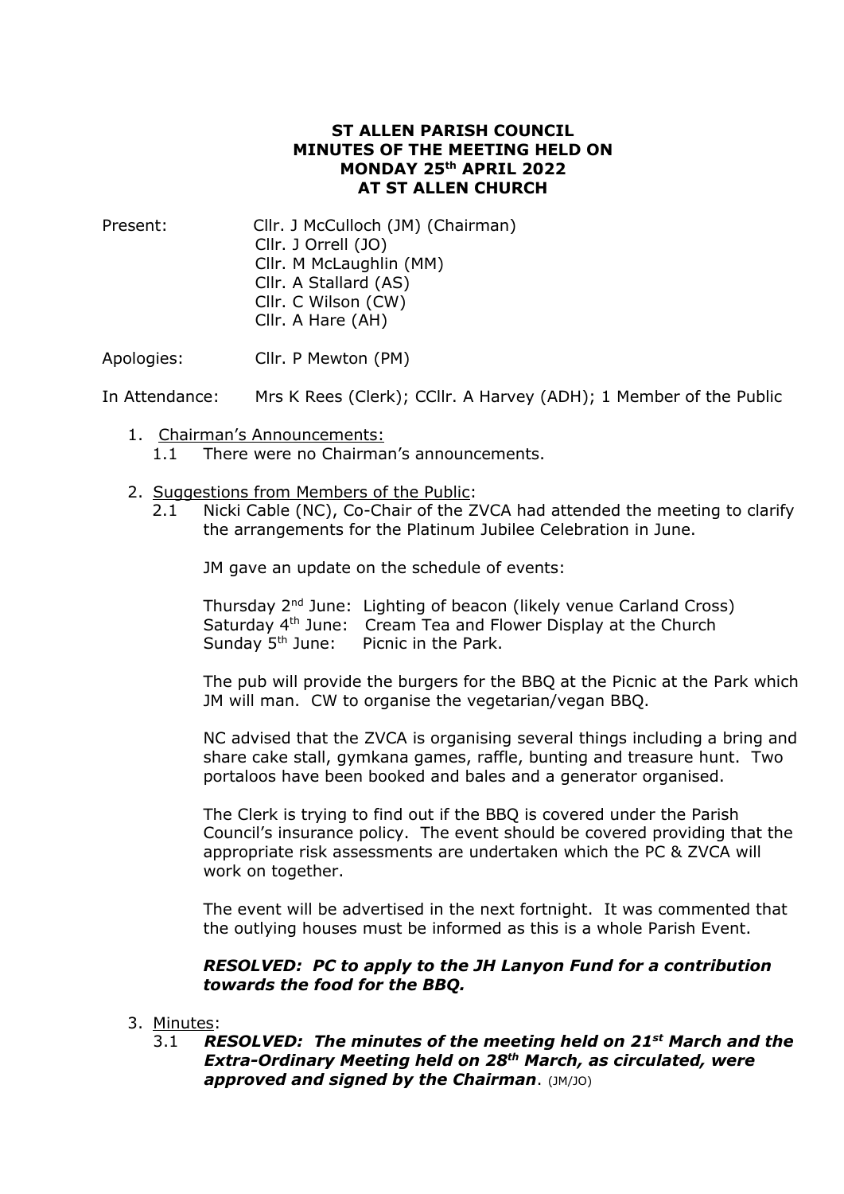**ST ALLEN PARISH COUNCIL**
**MINUTES OF THE MEETING HELD ON**
**MONDAY 25th APRIL 2022**
**AT ST ALLEN CHURCH**

Present: Cllr. J McCulloch (JM) (Chairman)
Cllr. J Orrell (JO)
Cllr. M McLaughlin (MM)
Cllr. A Stallard (AS)
Cllr. C Wilson (CW)
Cllr. A Hare (AH)

Apologies: Cllr. P Mewton (PM)

In Attendance: Mrs K Rees (Clerk); CCllr. A Harvey (ADH); 1 Member of the Public

1. Chairman's Announcements:
   1.1 There were no Chairman's announcements.

2. Suggestions from Members of the Public:
   2.1 Nicki Cable (NC), Co-Chair of the ZVCA had attended the meeting to clarify the arrangements for the Platinum Jubilee Celebration in June.

   JM gave an update on the schedule of events:

   Thursday 2nd June: Lighting of beacon (likely venue Carland Cross)
   Saturday 4th June: Cream Tea and Flower Display at the Church
   Sunday 5th June: Picnic in the Park.

   The pub will provide the burgers for the BBQ at the Picnic at the Park which JM will man. CW to organise the vegetarian/vegan BBQ.

   NC advised that the ZVCA is organising several things including a bring and share cake stall, gymkana games, raffle, bunting and treasure hunt. Two portaloos have been booked and bales and a generator organised.

   The Clerk is trying to find out if the BBQ is covered under the Parish Council's insurance policy. The event should be covered providing that the appropriate risk assessments are undertaken which the PC & ZVCA will work on together.

   The event will be advertised in the next fortnight. It was commented that the outlying houses must be informed as this is a whole Parish Event.

   ***RESOLVED: PC to apply to the JH Lanyon Fund for a contribution towards the food for the BBQ.***

3. Minutes:
   3.1 ***RESOLVED: The minutes of the meeting held on 21st March and the Extra-Ordinary Meeting held on 28th March, as circulated, were approved and signed by the Chairman***. (JM/JO)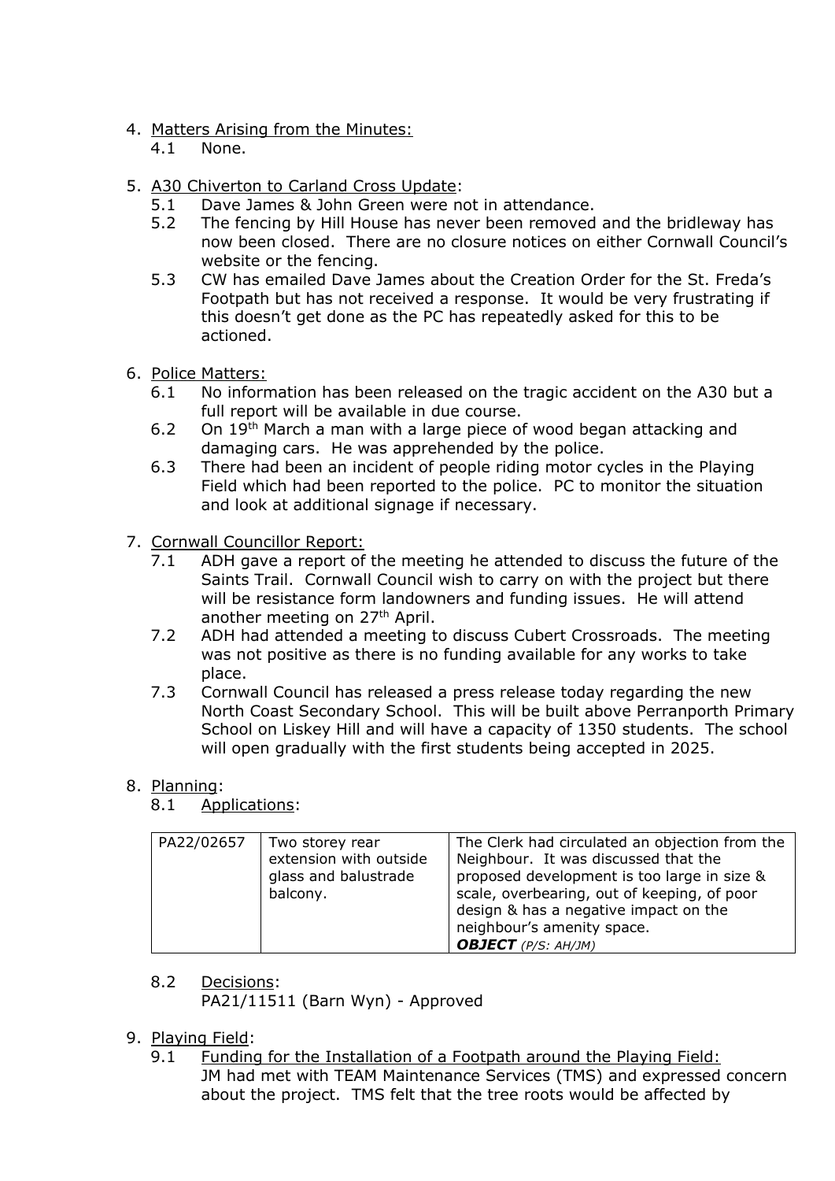4. Matters Arising from the Minutes:
   4.1 None.

5. A30 Chiverton to Carland Cross Update:
   5.1 Dave James & John Green were not in attendance.
   5.2 The fencing by Hill House has never been removed and the bridleway has now been closed. There are no closure notices on either Cornwall Council's website or the fencing.
   5.3 CW has emailed Dave James about the Creation Order for the St. Freda's Footpath but has not received a response. It would be very frustrating if this doesn't get done as the PC has repeatedly asked for this to be actioned.

6. Police Matters:
   6.1 No information has been released on the tragic accident on the A30 but a full report will be available in due course.
   6.2 On 19th March a man with a large piece of wood began attacking and damaging cars. He was apprehended by the police.
   6.3 There had been an incident of people riding motor cycles in the Playing Field which had been reported to the police. PC to monitor the situation and look at additional signage if necessary.

7. Cornwall Councillor Report:
   7.1 ADH gave a report of the meeting he attended to discuss the future of the Saints Trail. Cornwall Council wish to carry on with the project but there will be resistance form landowners and funding issues. He will attend another meeting on 27th April.
   7.2 ADH had attended a meeting to discuss Cubert Crossroads. The meeting was not positive as there is no funding available for any works to take place.
   7.3 Cornwall Council has released a press release today regarding the new North Coast Secondary School. This will be built above Perranporth Primary School on Liskey Hill and will have a capacity of 1350 students. The school will open gradually with the first students being accepted in 2025.

8. Planning:
   8.1 Applications:

| | | |
|---|---|---|
| PA22/02657 | Two storey rear extension with outside glass and balustrade balcony. | The Clerk had circulated an objection from the Neighbour. It was discussed that the proposed development is too large in size & scale, overbearing, out of keeping, of poor design & has a negative impact on the neighbour's amenity space. ***OBJECT*** *(P/S: AH/JM)* |

   8.2 Decisions:
   PA21/11511 (Barn Wyn) - Approved

9. Playing Field:
   9.1 Funding for the Installation of a Footpath around the Playing Field:
   JM had met with TEAM Maintenance Services (TMS) and expressed concern about the project. TMS felt that the tree roots would be affected by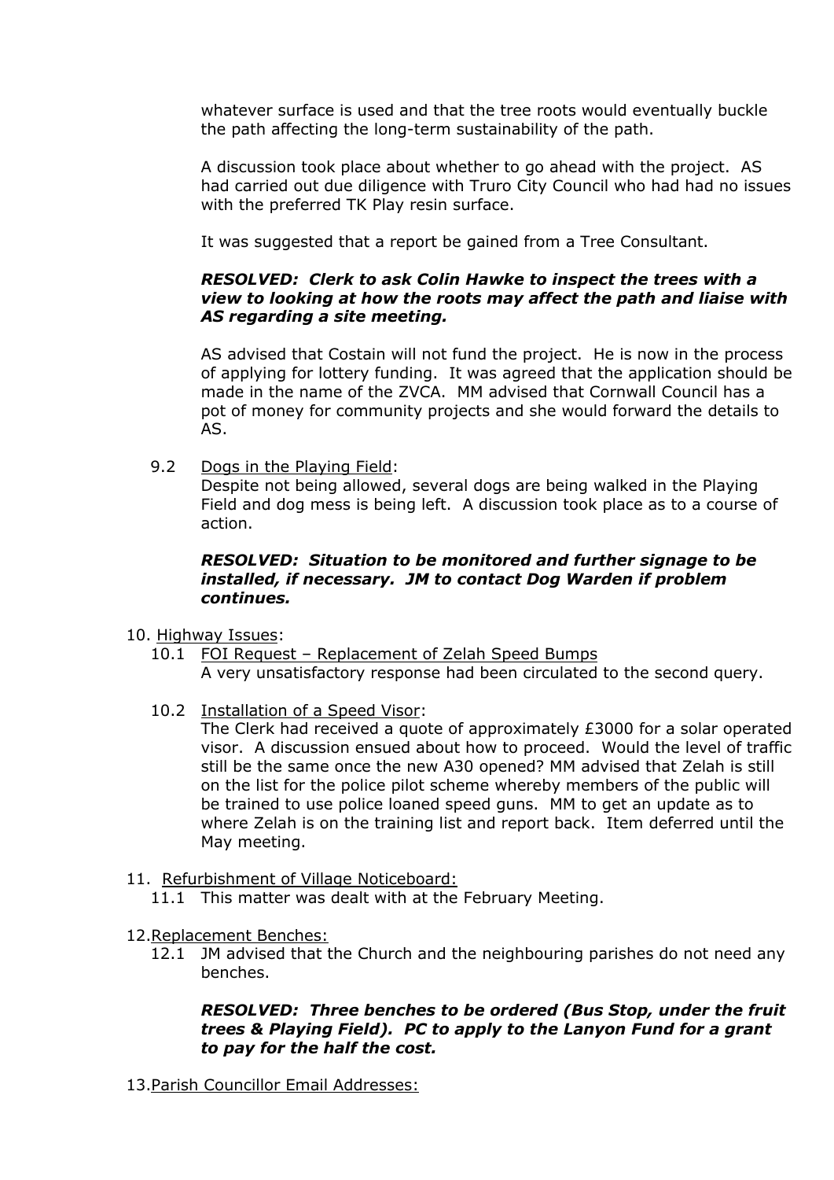whatever surface is used and that the tree roots would eventually buckle the path affecting the long-term sustainability of the path.

A discussion took place about whether to go ahead with the project. AS had carried out due diligence with Truro City Council who had had no issues with the preferred TK Play resin surface.

It was suggested that a report be gained from a Tree Consultant.

***RESOLVED: Clerk to ask Colin Hawke to inspect the trees with a view to looking at how the roots may affect the path and liaise with AS regarding a site meeting.***

AS advised that Costain will not fund the project. He is now in the process of applying for lottery funding. It was agreed that the application should be made in the name of the ZVCA. MM advised that Cornwall Council has a pot of money for community projects and she would forward the details to AS.

9.2 Dogs in the Playing Field:
Despite not being allowed, several dogs are being walked in the Playing Field and dog mess is being left. A discussion took place as to a course of action.

***RESOLVED: Situation to be monitored and further signage to be installed, if necessary. JM to contact Dog Warden if problem continues.***

10. Highway Issues:

10.1 FOI Request – Replacement of Zelah Speed Bumps
A very unsatisfactory response had been circulated to the second query.

10.2 Installation of a Speed Visor:
The Clerk had received a quote of approximately £3000 for a solar operated visor. A discussion ensued about how to proceed. Would the level of traffic still be the same once the new A30 opened? MM advised that Zelah is still on the list for the police pilot scheme whereby members of the public will be trained to use police loaned speed guns. MM to get an update as to where Zelah is on the training list and report back. Item deferred until the May meeting.

11. Refurbishment of Village Noticeboard:

11.1 This matter was dealt with at the February Meeting.

12. Replacement Benches:

12.1 JM advised that the Church and the neighbouring parishes do not need any benches.

***RESOLVED: Three benches to be ordered (Bus Stop, under the fruit trees & Playing Field). PC to apply to the Lanyon Fund for a grant to pay for the half the cost.***

13. Parish Councillor Email Addresses: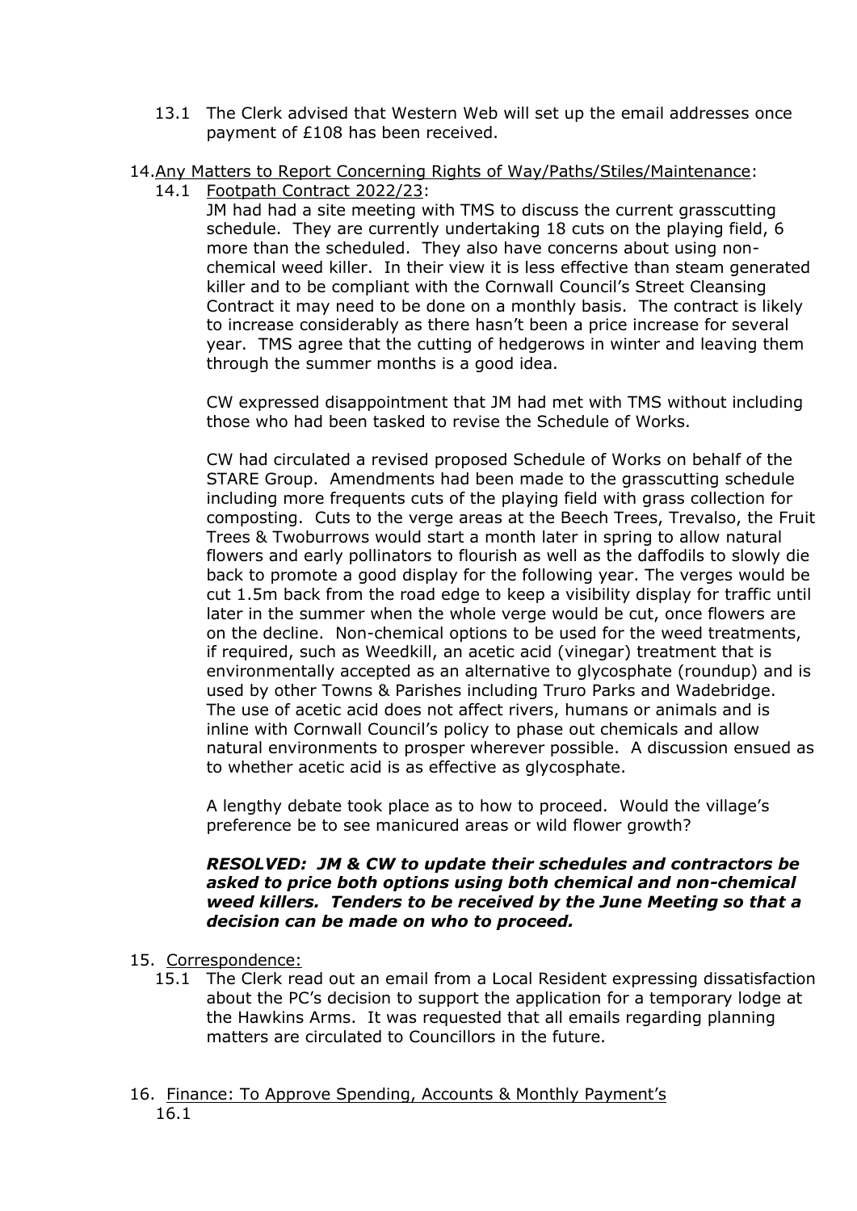13.1 The Clerk advised that Western Web will set up the email addresses once payment of £108 has been received.

14. Any Matters to Report Concerning Rights of Way/Paths/Stiles/Maintenance:

14.1 Footpath Contract 2022/23:
JM had had a site meeting with TMS to discuss the current grasscutting schedule. They are currently undertaking 18 cuts on the playing field, 6 more than the scheduled. They also have concerns about using non-chemical weed killer. In their view it is less effective than steam generated killer and to be compliant with the Cornwall Council's Street Cleansing Contract it may need to be done on a monthly basis. The contract is likely to increase considerably as there hasn't been a price increase for several year. TMS agree that the cutting of hedgerows in winter and leaving them through the summer months is a good idea.

CW expressed disappointment that JM had met with TMS without including those who had been tasked to revise the Schedule of Works.

CW had circulated a revised proposed Schedule of Works on behalf of the STARE Group. Amendments had been made to the grasscutting schedule including more frequents cuts of the playing field with grass collection for composting. Cuts to the verge areas at the Beech Trees, Trevalso, the Fruit Trees & Twoburrows would start a month later in spring to allow natural flowers and early pollinators to flourish as well as the daffodils to slowly die back to promote a good display for the following year. The verges would be cut 1.5m back from the road edge to keep a visibility display for traffic until later in the summer when the whole verge would be cut, once flowers are on the decline. Non-chemical options to be used for the weed treatments, if required, such as Weedkill, an acetic acid (vinegar) treatment that is environmentally accepted as an alternative to glycosphate (roundup) and is used by other Towns & Parishes including Truro Parks and Wadebridge. The use of acetic acid does not affect rivers, humans or animals and is inline with Cornwall Council's policy to phase out chemicals and allow natural environments to prosper wherever possible. A discussion ensued as to whether acetic acid is as effective as glycosphate.

A lengthy debate took place as to how to proceed. Would the village's preference be to see manicured areas or wild flower growth?

***RESOLVED: JM & CW to update their schedules and contractors be asked to price both options using both chemical and non-chemical weed killers. Tenders to be received by the June Meeting so that a decision can be made on who to proceed.***

15. Correspondence:

15.1 The Clerk read out an email from a Local Resident expressing dissatisfaction about the PC's decision to support the application for a temporary lodge at the Hawkins Arms. It was requested that all emails regarding planning matters are circulated to Councillors in the future.

16. Finance: To Approve Spending, Accounts & Monthly Payment's

16.1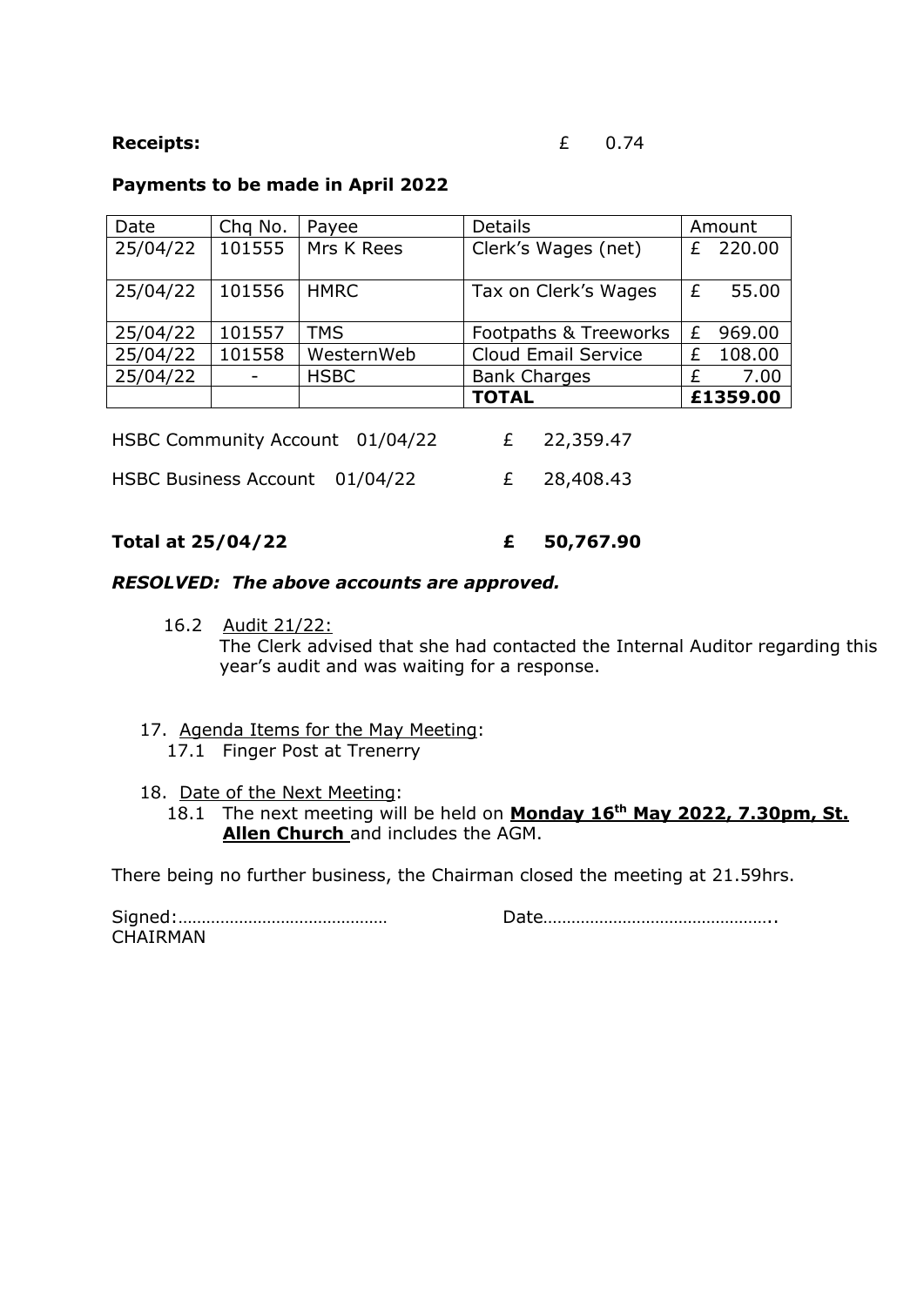**Receipts:** £ 0.74

**Payments to be made in April 2022**

| Date | Chq No. | Payee | Details | Amount |
|---|---|---|---|---|
| 25/04/22 | 101555 | Mrs K Rees | Clerk's Wages (net) | £ 220.00 |
| 25/04/22 | 101556 | HMRC | Tax on Clerk's Wages | £ 55.00 |
| 25/04/22 | 101557 | TMS | Footpaths & Treeworks | £ 969.00 |
| 25/04/22 | 101558 | WesternWeb | Cloud Email Service | £ 108.00 |
| 25/04/22 | - | HSBC | Bank Charges | £ 7.00 |
| | | | **TOTAL** | **£1359.00** |

HSBC Community Account 01/04/22 £ 22,359.47

HSBC Business Account 01/04/22 £ 28,408.43

**Total at 25/04/22 £ 50,767.90**

***RESOLVED: The above accounts are approved.***

16.2 Audit 21/22:
The Clerk advised that she had contacted the Internal Auditor regarding this year's audit and was waiting for a response.

17. Agenda Items for the May Meeting:
    17.1 Finger Post at Trenerry

18. Date of the Next Meeting:
    18.1 The next meeting will be held on **Monday 16th May 2022, 7.30pm, St. Allen Church** and includes the AGM.

There being no further business, the Chairman closed the meeting at 21.59hrs.

Signed:……………………………………… Date…………………………………………..
CHAIRMAN